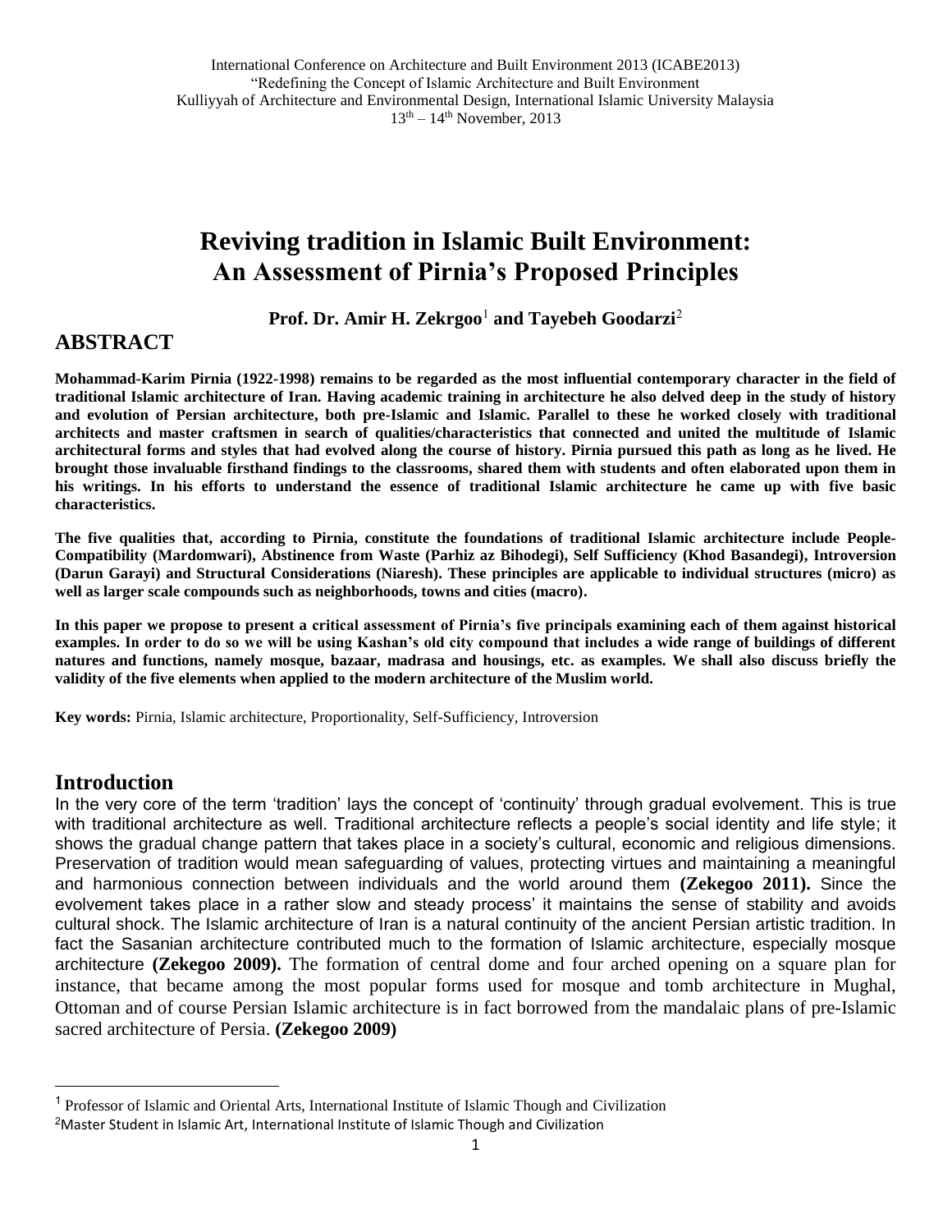International Conference on Architecture and Built Environment 2013 (ICABE2013)
"Redefining the Concept of Islamic Architecture and Built Environment
Kulliyyah of Architecture and Environmental Design, International Islamic University Malaysia
13th – 14th November, 2013

# Reviving tradition in Islamic Built Environment: An Assessment of Pirnia's Proposed Principles

**Prof. Dr. Amir H. Zekrgoo**[1] **and Tayebeh Goodarzi**[2]

## ABSTRACT

**Mohammad-Karim Pirnia (1922-1998) remains to be regarded as the most influential contemporary character in the field of traditional Islamic architecture of Iran. Having academic training in architecture he also delved deep in the study of history and evolution of Persian architecture, both pre-Islamic and Islamic. Parallel to these he worked closely with traditional architects and master craftsmen in search of qualities/characteristics that connected and united the multitude of Islamic architectural forms and styles that had evolved along the course of history. Pirnia pursued this path as long as he lived. He brought those invaluable firsthand findings to the classrooms, shared them with students and often elaborated upon them in his writings. In his efforts to understand the essence of traditional Islamic architecture he came up with five basic characteristics.**

**The five qualities that, according to Pirnia, constitute the foundations of traditional Islamic architecture include People-Compatibility (Mardomwari), Abstinence from Waste (Parhiz az Bihodegi), Self Sufficiency (Khod Basandegi), Introversion (Darun Garayi) and Structural Considerations (Niaresh). These principles are applicable to individual structures (micro) as well as larger scale compounds such as neighborhoods, towns and cities (macro).**

**In this paper we propose to present a critical assessment of Pirnia's five principals examining each of them against historical examples. In order to do so we will be using Kashan's old city compound that includes a wide range of buildings of different natures and functions, namely mosque, bazaar, madrasa and housings, etc. as examples. We shall also discuss briefly the validity of the five elements when applied to the modern architecture of the Muslim world.**

**Key words:** Pirnia, Islamic architecture, Proportionality, Self-Sufficiency, Introversion

## Introduction

In the very core of the term 'tradition' lays the concept of 'continuity' through gradual evolvement. This is true with traditional architecture as well. Traditional architecture reflects a people's social identity and life style; it shows the gradual change pattern that takes place in a society's cultural, economic and religious dimensions. Preservation of tradition would mean safeguarding of values, protecting virtues and maintaining a meaningful and harmonious connection between individuals and the world around them **(Zekegoo 2011).** Since the evolvement takes place in a rather slow and steady process' it maintains the sense of stability and avoids cultural shock. The Islamic architecture of Iran is a natural continuity of the ancient Persian artistic tradition. In fact the Sasanian architecture contributed much to the formation of Islamic architecture, especially mosque architecture **(Zekegoo 2009).** The formation of central dome and four arched opening on a square plan for instance, that became among the most popular forms used for mosque and tomb architecture in Mughal, Ottoman and of course Persian Islamic architecture is in fact borrowed from the mandalaic plans of pre-Islamic sacred architecture of Persia. **(Zekegoo 2009)**

---

[1] Professor of Islamic and Oriental Arts, International Institute of Islamic Though and Civilization

[2] Master Student in Islamic Art, International Institute of Islamic Though and Civilization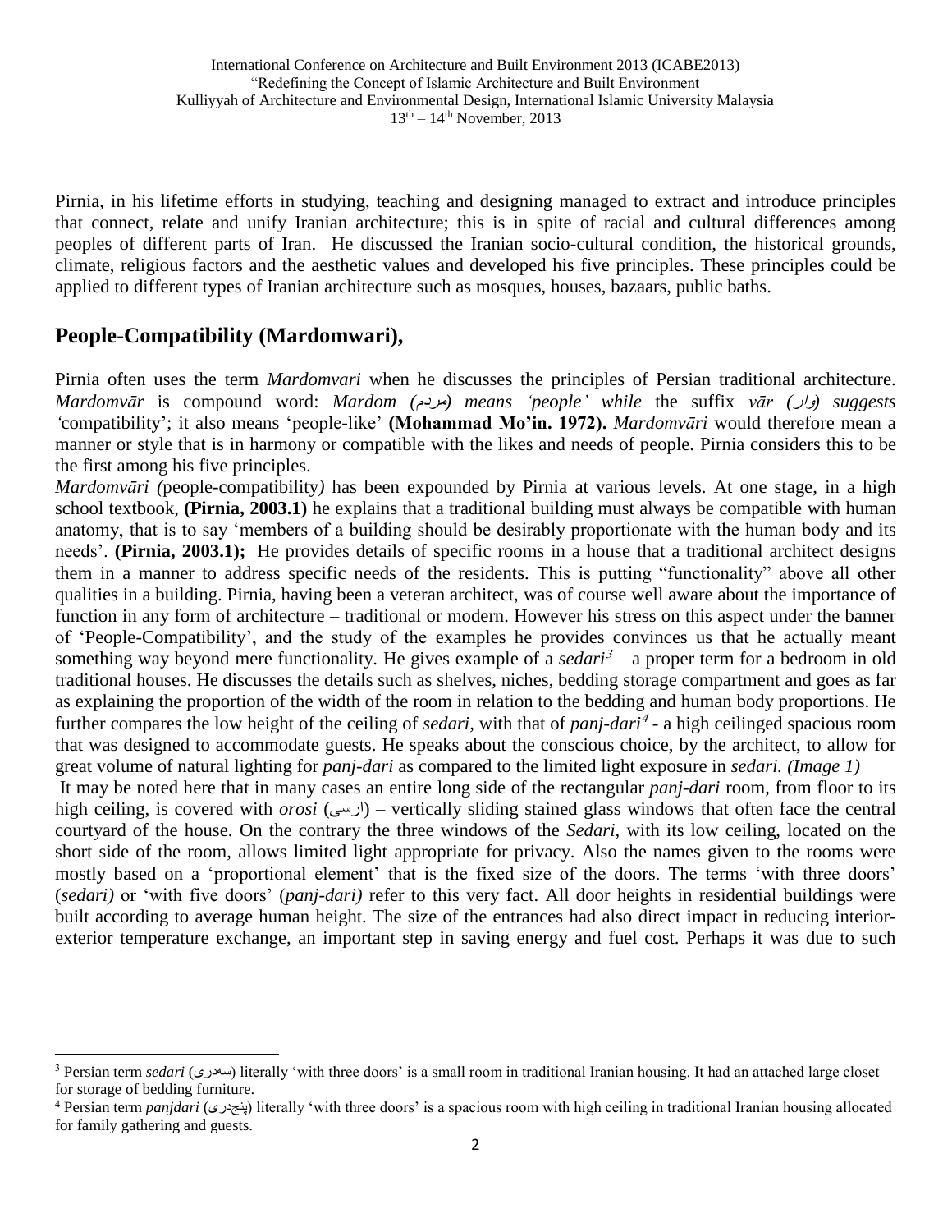Pirnia, in his lifetime efforts in studying, teaching and designing managed to extract and introduce principles that connect, relate and unify Iranian architecture; this is in spite of racial and cultural differences among peoples of different parts of Iran. He discussed the Iranian socio-cultural condition, the historical grounds, climate, religious factors and the aesthetic values and developed his five principles. These principles could be applied to different types of Iranian architecture such as mosques, houses, bazaars, public baths.

## People-Compatibility (Mardomwari),

Pirnia often uses the term *Mardomvari* when he discusses the principles of Persian traditional architecture. *Mardomvār* is compound word: *Mardom (مردم) means 'people' while* the suffix *vār (وار) suggests '*compatibility'; it also means 'people-like' **(Mohammad Mo'in. 1972).** *Mardomvāri* would therefore mean a manner or style that is in harmony or compatible with the likes and needs of people. Pirnia considers this to be the first among his five principles.

*Mardomvāri (*people-compatibility*)* has been expounded by Pirnia at various levels. At one stage, in a high school textbook, **(Pirnia, 2003.1)** he explains that a traditional building must always be compatible with human anatomy, that is to say 'members of a building should be desirably proportionate with the human body and its needs'. **(Pirnia, 2003.1);** He provides details of specific rooms in a house that a traditional architect designs them in a manner to address specific needs of the residents. This is putting "functionality" above all other qualities in a building. Pirnia, having been a veteran architect, was of course well aware about the importance of function in any form of architecture – traditional or modern. However his stress on this aspect under the banner of 'People-Compatibility', and the study of the examples he provides convinces us that he actually meant something way beyond mere functionality. He gives example of a *sedari*[3] – a proper term for a bedroom in old traditional houses. He discusses the details such as shelves, niches, bedding storage compartment and goes as far as explaining the proportion of the width of the room in relation to the bedding and human body proportions. He further compares the low height of the ceiling of *sedari,* with that of *panj-dari*[4] - a high ceilinged spacious room that was designed to accommodate guests. He speaks about the conscious choice, by the architect, to allow for great volume of natural lighting for *panj-dari* as compared to the limited light exposure in *sedari. (Image 1)*

It may be noted here that in many cases an entire long side of the rectangular *panj-dari* room, from floor to its high ceiling, is covered with *orosi* (ارسی) – vertically sliding stained glass windows that often face the central courtyard of the house. On the contrary the three windows of the *Sedari*, with its low ceiling, located on the short side of the room, allows limited light appropriate for privacy. Also the names given to the rooms were mostly based on a 'proportional element' that is the fixed size of the doors. The terms 'with three doors' (*sedari)* or 'with five doors' (*panj-dari)* refer to this very fact. All door heights in residential buildings were built according to average human height. The size of the entrances had also direct impact in reducing interior-exterior temperature exchange, an important step in saving energy and fuel cost. Perhaps it was due to such

---

[3] Persian term *sedari* (سەدری) literally 'with three doors' is a small room in traditional Iranian housing. It had an attached large closet for storage of bedding furniture.

[4] Persian term *panjdari* (پنجدری) literally 'with three doors' is a spacious room with high ceiling in traditional Iranian housing allocated for family gathering and guests.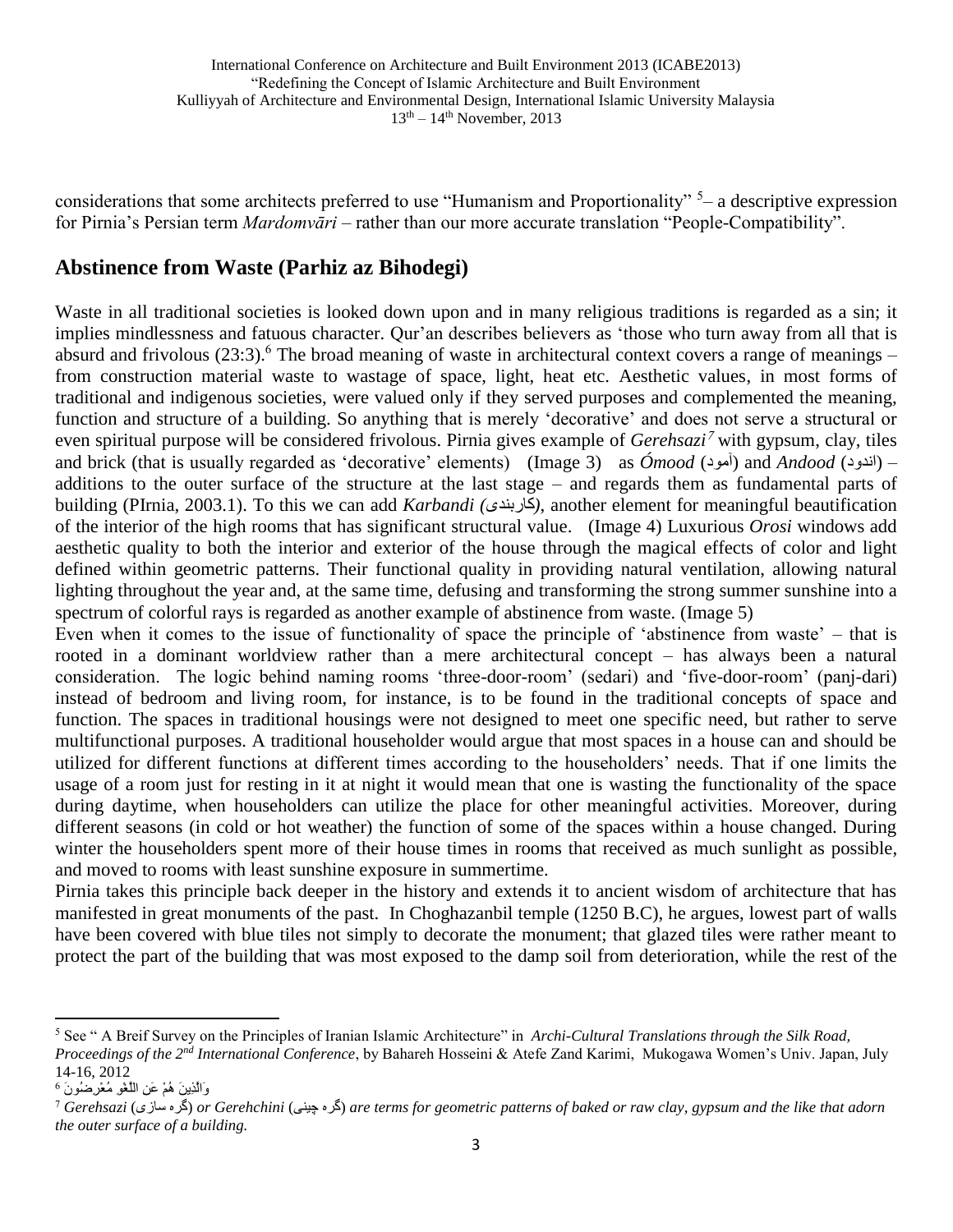considerations that some architects preferred to use "Humanism and Proportionality" [5]– a descriptive expression for Pirnia's Persian term *Mardomvāri* – rather than our more accurate translation "People-Compatibility".

## Abstinence from Waste (Parhiz az Bihodegi)

Waste in all traditional societies is looked down upon and in many religious traditions is regarded as a sin; it implies mindlessness and fatuous character. Qur'an describes believers as 'those who turn away from all that is absurd and frivolous (23:3).[6] The broad meaning of waste in architectural context covers a range of meanings – from construction material waste to wastage of space, light, heat etc. Aesthetic values, in most forms of traditional and indigenous societies, were valued only if they served purposes and complemented the meaning, function and structure of a building. So anything that is merely 'decorative' and does not serve a structural or even spiritual purpose will be considered frivolous. Pirnia gives example of *Gerehsazi*[7] with gypsum, clay, tiles and brick (that is usually regarded as 'decorative' elements) (Image 3) as *Ómood* (آمود) and *Andood* (اندود) – additions to the outer surface of the structure at the last stage – and regards them as fundamental parts of building (PIrnia, 2003.1). To this we can add *Karbandi (کاربندی)*, another element for meaningful beautification of the interior of the high rooms that has significant structural value. (Image 4) Luxurious *Orosi* windows add aesthetic quality to both the interior and exterior of the house through the magical effects of color and light defined within geometric patterns. Their functional quality in providing natural ventilation, allowing natural lighting throughout the year and, at the same time, defusing and transforming the strong summer sunshine into a spectrum of colorful rays is regarded as another example of abstinence from waste. (Image 5)

Even when it comes to the issue of functionality of space the principle of 'abstinence from waste' – that is rooted in a dominant worldview rather than a mere architectural concept – has always been a natural consideration. The logic behind naming rooms 'three-door-room' (sedari) and 'five-door-room' (panj-dari) instead of bedroom and living room, for instance, is to be found in the traditional concepts of space and function. The spaces in traditional housings were not designed to meet one specific need, but rather to serve multifunctional purposes. A traditional householder would argue that most spaces in a house can and should be utilized for different functions at different times according to the householders' needs. That if one limits the usage of a room just for resting in it at night it would mean that one is wasting the functionality of the space during daytime, when householders can utilize the place for other meaningful activities. Moreover, during different seasons (in cold or hot weather) the function of some of the spaces within a house changed. During winter the householders spent more of their house times in rooms that received as much sunlight as possible, and moved to rooms with least sunshine exposure in summertime.

Pirnia takes this principle back deeper in the history and extends it to ancient wisdom of architecture that has manifested in great monuments of the past. In Choghazanbil temple (1250 B.C), he argues, lowest part of walls have been covered with blue tiles not simply to decorate the monument; that glazed tiles were rather meant to protect the part of the building that was most exposed to the damp soil from deterioration, while the rest of the

---

[5] See " A Breif Survey on the Principles of Iranian Islamic Architecture" in *Archi-Cultural Translations through the Silk Road, Proceedings of the 2nd International Conference*, by Bahareh Hosseini & Atefe Zand Karimi, Mukogawa Women's Univ. Japan, July 14-16, 2012

[6] وَالَّذِينَ هُمْ عَنِ اللَّغْوِ مُعْرِضُونَ

[7] *Gerehsazi* (گره سازی) *or Gerehchini* (گره چینی) *are terms for geometric patterns of baked or raw clay, gypsum and the like that adorn the outer surface of a building.*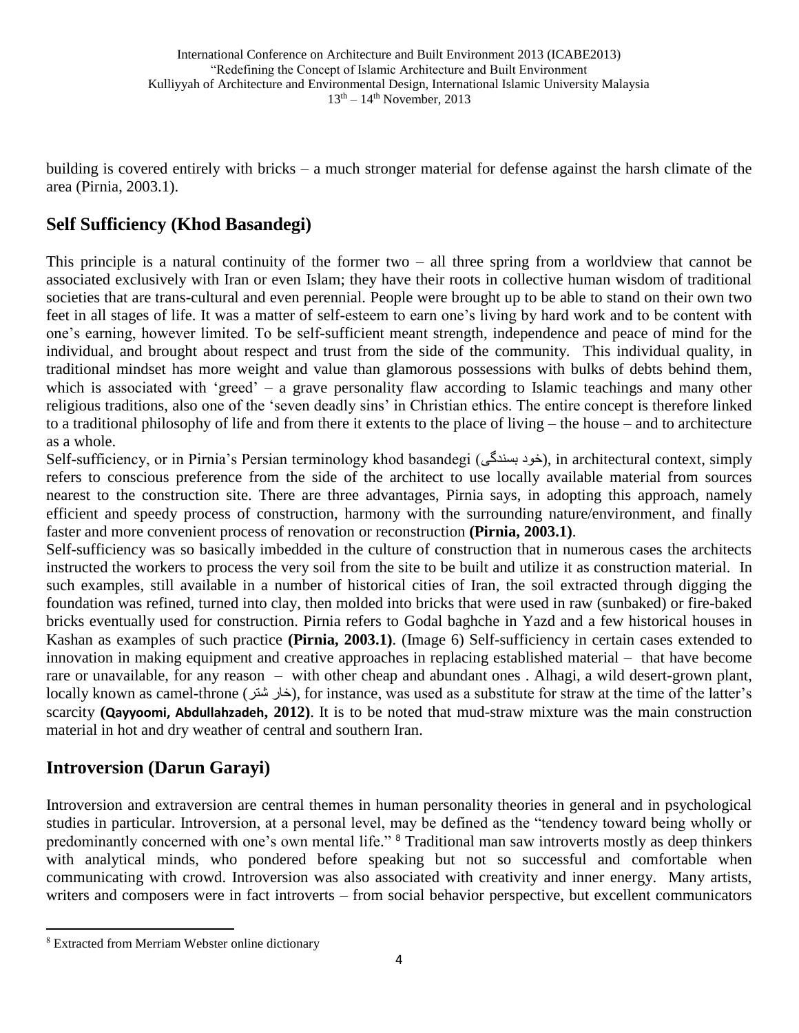building is covered entirely with bricks – a much stronger material for defense against the harsh climate of the area (Pirnia, 2003.1).

## Self Sufficiency (Khod Basandegi)

This principle is a natural continuity of the former two – all three spring from a worldview that cannot be associated exclusively with Iran or even Islam; they have their roots in collective human wisdom of traditional societies that are trans-cultural and even perennial. People were brought up to be able to stand on their own two feet in all stages of life. It was a matter of self-esteem to earn one's living by hard work and to be content with one's earning, however limited. To be self-sufficient meant strength, independence and peace of mind for the individual, and brought about respect and trust from the side of the community. This individual quality, in traditional mindset has more weight and value than glamorous possessions with bulks of debts behind them, which is associated with 'greed' – a grave personality flaw according to Islamic teachings and many other religious traditions, also one of the 'seven deadly sins' in Christian ethics. The entire concept is therefore linked to a traditional philosophy of life and from there it extents to the place of living – the house – and to architecture as a whole.

Self-sufficiency, or in Pirnia's Persian terminology khod basandegi (خود بسندگی), in architectural context, simply refers to conscious preference from the side of the architect to use locally available material from sources nearest to the construction site. There are three advantages, Pirnia says, in adopting this approach, namely efficient and speedy process of construction, harmony with the surrounding nature/environment, and finally faster and more convenient process of renovation or reconstruction **(Pirnia, 2003.1)**.

Self-sufficiency was so basically imbedded in the culture of construction that in numerous cases the architects instructed the workers to process the very soil from the site to be built and utilize it as construction material. In such examples, still available in a number of historical cities of Iran, the soil extracted through digging the foundation was refined, turned into clay, then molded into bricks that were used in raw (sunbaked) or fire-baked bricks eventually used for construction. Pirnia refers to Godal baghche in Yazd and a few historical houses in Kashan as examples of such practice **(Pirnia, 2003.1)**. (Image 6) Self-sufficiency in certain cases extended to innovation in making equipment and creative approaches in replacing established material – that have become rare or unavailable, for any reason – with other cheap and abundant ones . Alhagi, a wild desert-grown plant, locally known as camel-throne (خار شتر), for instance, was used as a substitute for straw at the time of the latter's scarcity **(Qayyoomi, Abdullahzadeh, 2012)**. It is to be noted that mud-straw mixture was the main construction material in hot and dry weather of central and southern Iran.

## Introversion (Darun Garayi)

Introversion and extraversion are central themes in human personality theories in general and in psychological studies in particular. Introversion, at a personal level, may be defined as the "tendency toward being wholly or predominantly concerned with one's own mental life." [8] Traditional man saw introverts mostly as deep thinkers with analytical minds, who pondered before speaking but not so successful and comfortable when communicating with crowd. Introversion was also associated with creativity and inner energy. Many artists, writers and composers were in fact introverts – from social behavior perspective, but excellent communicators

[8] Extracted from Merriam Webster online dictionary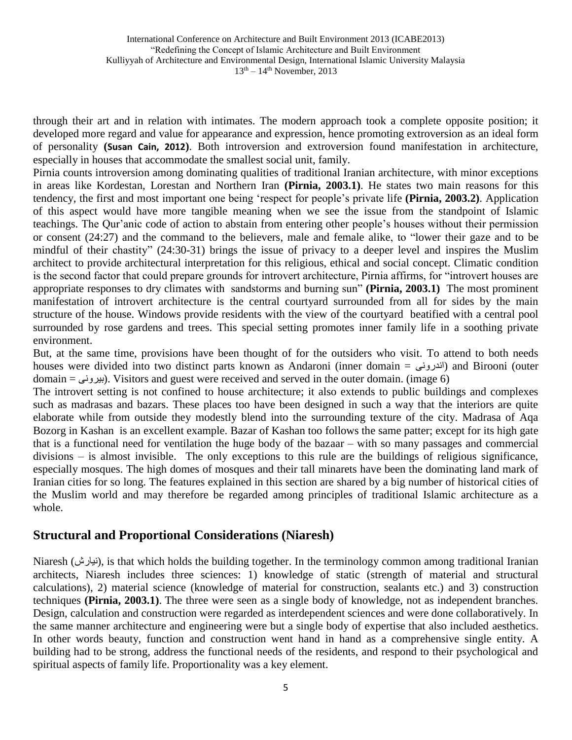through their art and in relation with intimates. The modern approach took a complete opposite position; it developed more regard and value for appearance and expression, hence promoting extroversion as an ideal form of personality **(Susan Cain, 2012)**. Both introversion and extroversion found manifestation in architecture, especially in houses that accommodate the smallest social unit, family.

Pirnia counts introversion among dominating qualities of traditional Iranian architecture, with minor exceptions in areas like Kordestan, Lorestan and Northern Iran **(Pirnia, 2003.1)**. He states two main reasons for this tendency, the first and most important one being 'respect for people's private life **(Pirnia, 2003.2)**. Application of this aspect would have more tangible meaning when we see the issue from the standpoint of Islamic teachings. The Qur'anic code of action to abstain from entering other people's houses without their permission or consent (24:27) and the command to the believers, male and female alike, to "lower their gaze and to be mindful of their chastity" (24:30-31) brings the issue of privacy to a deeper level and inspires the Muslim architect to provide architectural interpretation for this religious, ethical and social concept. Climatic condition is the second factor that could prepare grounds for introvert architecture, Pirnia affirms, for "introvert houses are appropriate responses to dry climates with sandstorms and burning sun" **(Pirnia, 2003.1)** The most prominent manifestation of introvert architecture is the central courtyard surrounded from all for sides by the main structure of the house. Windows provide residents with the view of the courtyard beatified with a central pool surrounded by rose gardens and trees. This special setting promotes inner family life in a soothing private environment.

But, at the same time, provisions have been thought of for the outsiders who visit. To attend to both needs houses were divided into two distinct parts known as Andaroni (inner domain = اندرونی) and Birooni (outer domain = بیرونی). Visitors and guest were received and served in the outer domain. (image 6)

The introvert setting is not confined to house architecture; it also extends to public buildings and complexes such as madrasas and bazars. These places too have been designed in such a way that the interiors are quite elaborate while from outside they modestly blend into the surrounding texture of the city. Madrasa of Aqa Bozorg in Kashan is an excellent example. Bazar of Kashan too follows the same patter; except for its high gate that is a functional need for ventilation the huge body of the bazaar – with so many passages and commercial divisions – is almost invisible. The only exceptions to this rule are the buildings of religious significance, especially mosques. The high domes of mosques and their tall minarets have been the dominating land mark of Iranian cities for so long. The features explained in this section are shared by a big number of historical cities of the Muslim world and may therefore be regarded among principles of traditional Islamic architecture as a whole.

## Structural and Proportional Considerations (Niaresh)

Niaresh (نیارش), is that which holds the building together. In the terminology common among traditional Iranian architects, Niaresh includes three sciences: 1) knowledge of static (strength of material and structural calculations), 2) material science (knowledge of material for construction, sealants etc.) and 3) construction techniques **(Pirnia, 2003.1)**. The three were seen as a single body of knowledge, not as independent branches. Design, calculation and construction were regarded as interdependent sciences and were done collaboratively. In the same manner architecture and engineering were but a single body of expertise that also included aesthetics. In other words beauty, function and construction went hand in hand as a comprehensive single entity. A building had to be strong, address the functional needs of the residents, and respond to their psychological and spiritual aspects of family life. Proportionality was a key element.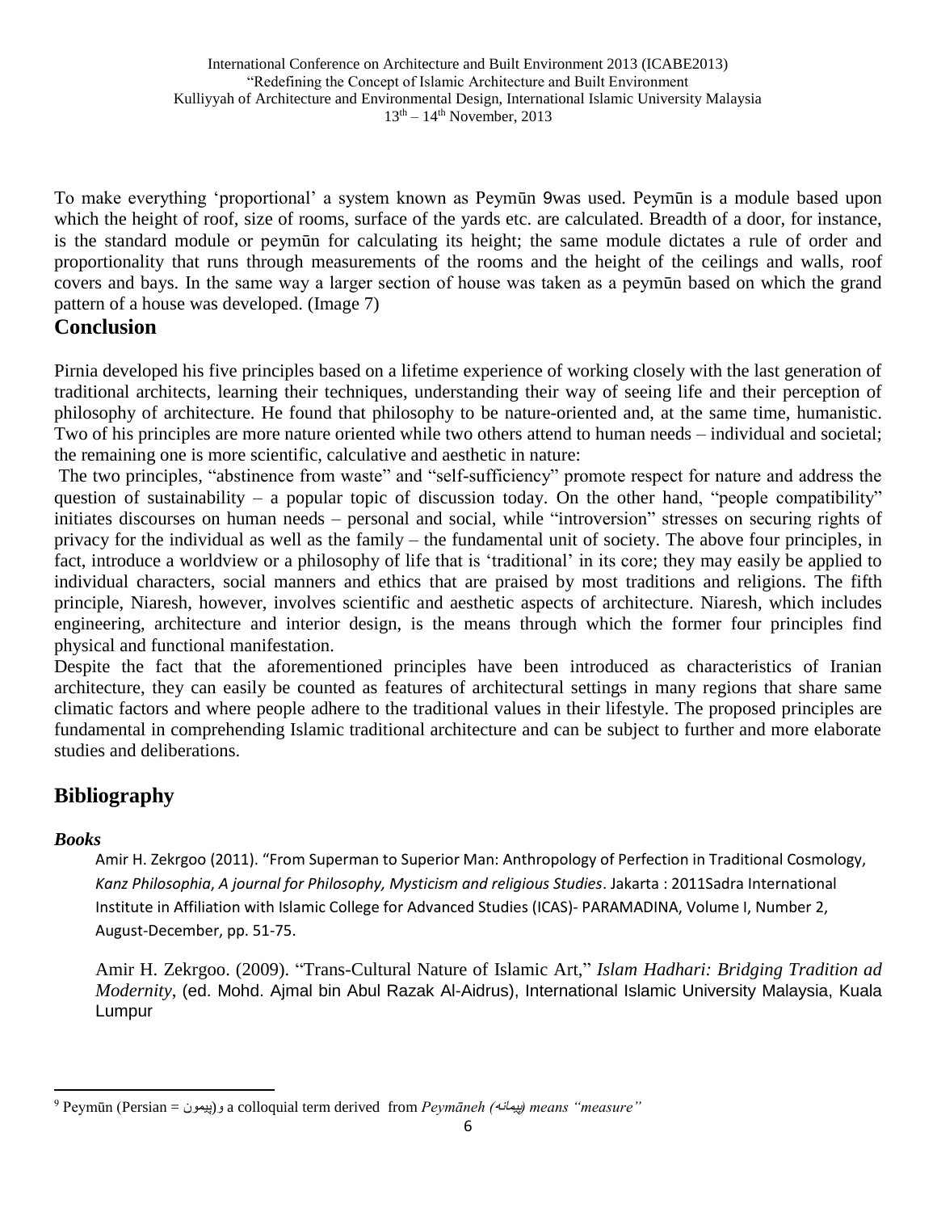To make everything 'proportional' a system known as Peymūn [9] was used. Peymūn is a module based upon which the height of roof, size of rooms, surface of the yards etc. are calculated. Breadth of a door, for instance, is the standard module or peymūn for calculating its height; the same module dictates a rule of order and proportionality that runs through measurements of the rooms and the height of the ceilings and walls, roof covers and bays. In the same way a larger section of house was taken as a peymūn based on which the grand pattern of a house was developed. (Image 7)

## Conclusion

Pirnia developed his five principles based on a lifetime experience of working closely with the last generation of traditional architects, learning their techniques, understanding their way of seeing life and their perception of philosophy of architecture. He found that philosophy to be nature-oriented and, at the same time, humanistic. Two of his principles are more nature oriented while two others attend to human needs – individual and societal; the remaining one is more scientific, calculative and aesthetic in nature:

The two principles, "abstinence from waste" and "self-sufficiency" promote respect for nature and address the question of sustainability – a popular topic of discussion today. On the other hand, "people compatibility" initiates discourses on human needs – personal and social, while "introversion" stresses on securing rights of privacy for the individual as well as the family – the fundamental unit of society. The above four principles, in fact, introduce a worldview or a philosophy of life that is 'traditional' in its core; they may easily be applied to individual characters, social manners and ethics that are praised by most traditions and religions. The fifth principle, Niaresh, however, involves scientific and aesthetic aspects of architecture. Niaresh, which includes engineering, architecture and interior design, is the means through which the former four principles find physical and functional manifestation.

Despite the fact that the aforementioned principles have been introduced as characteristics of Iranian architecture, they can easily be counted as features of architectural settings in many regions that share same climatic factors and where people adhere to the traditional values in their lifestyle. The proposed principles are fundamental in comprehending Islamic traditional architecture and can be subject to further and more elaborate studies and deliberations.

## Bibliography

### *Books*

Amir H. Zekrgoo (2011). "From Superman to Superior Man: Anthropology of Perfection in Traditional Cosmology, *Kanz Philosophia*, *A journal for Philosophy, Mysticism and religious Studies*. Jakarta : 2011Sadra International Institute in Affiliation with Islamic College for Advanced Studies (ICAS)- PARAMADINA, Volume I, Number 2, August-December, pp. 51-75.

Amir H. Zekrgoo. (2009). "Trans-Cultural Nature of Islamic Art," *Islam Hadhari: Bridging Tradition ad Modernity*, (ed. Mohd. Ajmal bin Abul Razak Al-Aidrus), International Islamic University Malaysia, Kuala Lumpur

---

[9] Peymūn (Persian = پیمون) a colloquial term derived from *Peymāneh (پیمانه) means "measure"*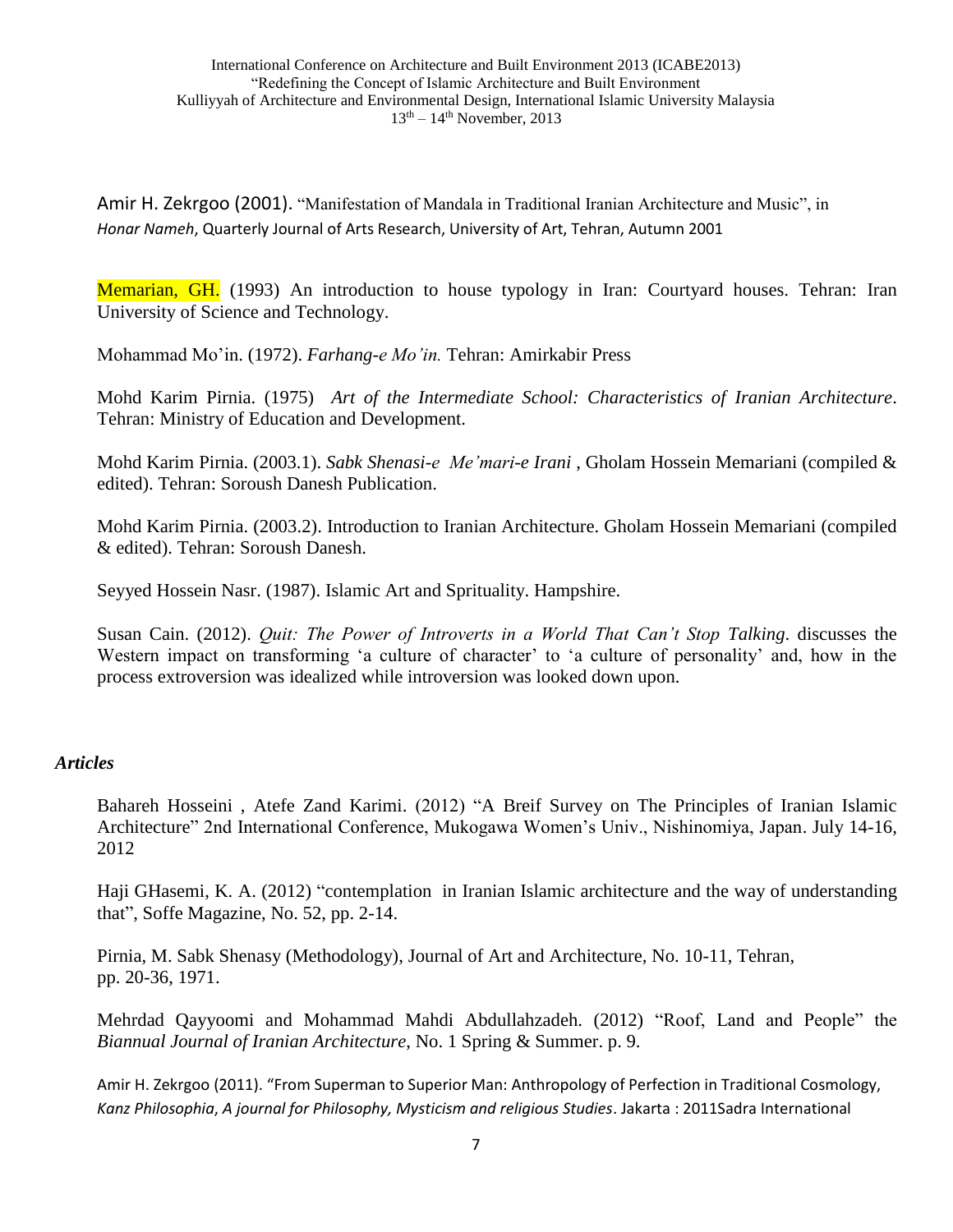Amir H. Zekrgoo (2001). "Manifestation of Mandala in Traditional Iranian Architecture and Music", in *Honar Nameh*, Quarterly Journal of Arts Research, University of Art, Tehran, Autumn 2001

Memarian, GH. (1993) An introduction to house typology in Iran: Courtyard houses. Tehran: Iran University of Science and Technology.

Mohammad Mo'in. (1972). *Farhang-e Mo'in.* Tehran: Amirkabir Press

Mohd Karim Pirnia. (1975) *Art of the Intermediate School: Characteristics of Iranian Architecture*. Tehran: Ministry of Education and Development.

Mohd Karim Pirnia. (2003.1). *Sabk Shenasi-e Me'mari-e Irani* , Gholam Hossein Memariani (compiled & edited). Tehran: Soroush Danesh Publication.

Mohd Karim Pirnia. (2003.2). Introduction to Iranian Architecture. Gholam Hossein Memariani (compiled & edited). Tehran: Soroush Danesh.

Seyyed Hossein Nasr. (1987). Islamic Art and Sprituality. Hampshire.

Susan Cain. (2012). *Quit: The Power of Introverts in a World That Can't Stop Talking*. discusses the Western impact on transforming 'a culture of character' to 'a culture of personality' and, how in the process extroversion was idealized while introversion was looked down upon.

### *Articles*

Bahareh Hosseini , Atefe Zand Karimi. (2012) "A Breif Survey on The Principles of Iranian Islamic Architecture" 2nd International Conference, Mukogawa Women's Univ., Nishinomiya, Japan. July 14-16, 2012

Haji GHasemi, K. A. (2012) "contemplation in Iranian Islamic architecture and the way of understanding that", Soffe Magazine, No. 52, pp. 2-14.

Pirnia, M. Sabk Shenasy (Methodology), Journal of Art and Architecture, No. 10-11, Tehran, pp. 20-36, 1971.

Mehrdad Qayyoomi and Mohammad Mahdi Abdullahzadeh. (2012) "Roof, Land and People" the *Biannual Journal of Iranian Architecture*, No. 1 Spring & Summer. p. 9.

Amir H. Zekrgoo (2011). "From Superman to Superior Man: Anthropology of Perfection in Traditional Cosmology, *Kanz Philosophia*, *A journal for Philosophy, Mysticism and religious Studies*. Jakarta : 2011Sadra International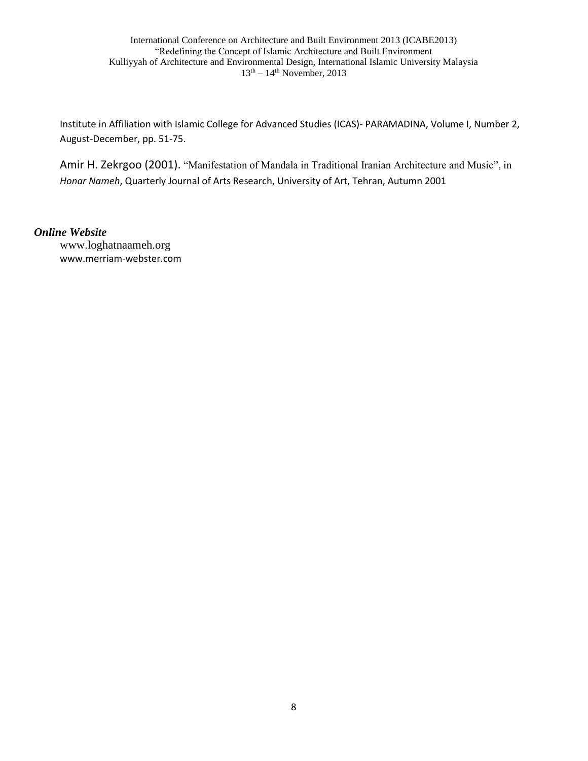Institute in Affiliation with Islamic College for Advanced Studies (ICAS)- PARAMADINA, Volume I, Number 2, August-December, pp. 51-75.

Amir H. Zekrgoo (2001). "Manifestation of Mandala in Traditional Iranian Architecture and Music", in *Honar Nameh*, Quarterly Journal of Arts Research, University of Art, Tehran, Autumn 2001

***Online Website***

www.loghatnaameh.org
www.merriam-webster.com